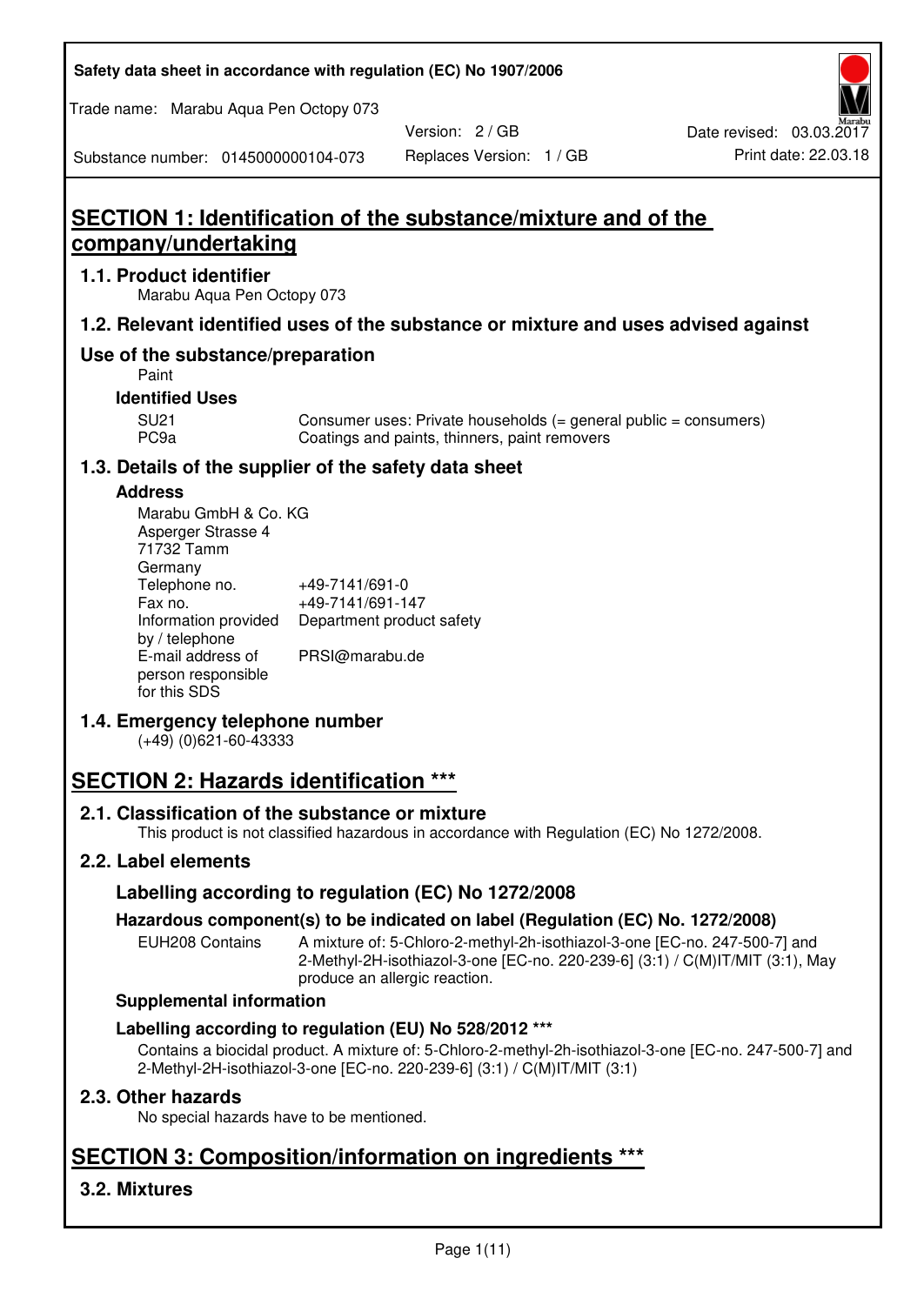# SECTION 1: Identification of the substance/mixture and of the company/undertaking

## 1.1. Product identifier

Marabu Aqua Pen Octopy 073

## 1.2. Relevant identified uses of the substance or mixture and uses advised against

## Use of the substance/preparation

Paint

### Identified Uses

| | |
|---|---|
| SU21 | Consumer uses: Private households (= general public = consumers) |
| PC9a | Coatings and paints, thinners, paint removers |

## 1.3. Details of the supplier of the safety data sheet

### Address

Marabu GmbH & Co. KG
Asperger Strasse 4
71732 Tamm
Germany

| | |
|---|---|
| Telephone no. | +49-7141/691-0 |
| Fax no. | +49-7141/691-147 |
| Information provided by / telephone | Department product safety |
| E-mail address of person responsible for this SDS | PRSI@marabu.de |

## 1.4. Emergency telephone number

(+49) (0)621-60-43333

# SECTION 2: Hazards identification ***

## 2.1. Classification of the substance or mixture

This product is not classified hazardous in accordance with Regulation (EC) No 1272/2008.

## 2.2. Label elements

### Labelling according to regulation (EC) No 1272/2008

### Hazardous component(s) to be indicated on label (Regulation (EC) No. 1272/2008)

| | |
|---|---|
| EUH208 Contains | A mixture of: 5-Chloro-2-methyl-2h-isothiazol-3-one [EC-no. 247-500-7] and 2-Methyl-2H-isothiazol-3-one [EC-no. 220-239-6] (3:1) / C(M)IT/MIT (3:1), May produce an allergic reaction. |

### Supplemental information

### Labelling according to regulation (EU) No 528/2012 ***

Contains a biocidal product. A mixture of: 5-Chloro-2-methyl-2h-isothiazol-3-one [EC-no. 247-500-7] and 2-Methyl-2H-isothiazol-3-one [EC-no. 220-239-6] (3:1) / C(M)IT/MIT (3:1)

## 2.3. Other hazards

No special hazards have to be mentioned.

# SECTION 3: Composition/information on ingredients ***

## 3.2. Mixtures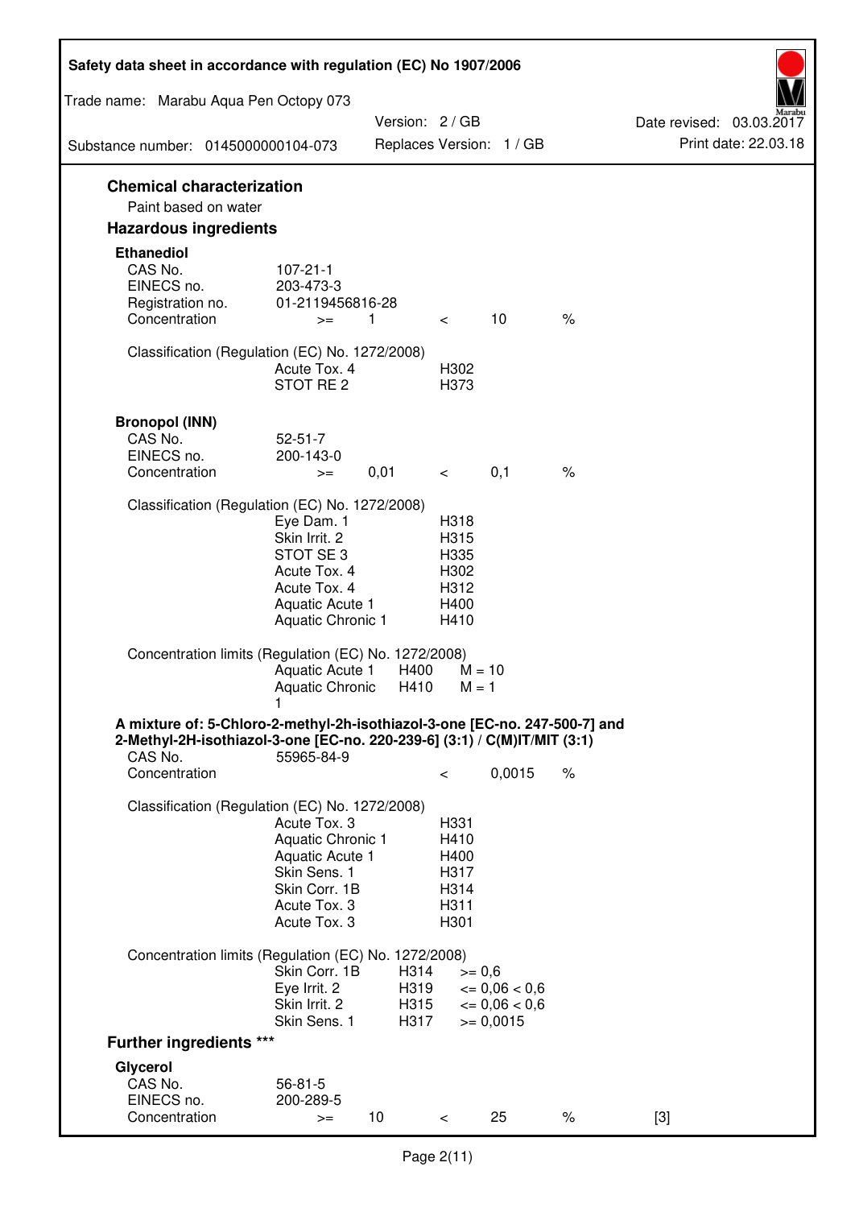## Chemical characterization

Paint based on water

## Hazardous ingredients

### Ethanediol

| | | | | | |
|---|---|---|---|---|---|
| CAS No. | 107-21-1 | | | | |
| EINECS no. | 203-473-3 | | | | |
| Registration no. | 01-2119456816-28 | | | | |
| Concentration | >= | 1 | < | 10 | % |

Classification (Regulation (EC) No. 1272/2008)

| | |
|---|---|
| Acute Tox. 4 | H302 |
| STOT RE 2 | H373 |

### Bronopol (INN)

| | | | | | |
|---|---|---|---|---|---|
| CAS No. | 52-51-7 | | | | |
| EINECS no. | 200-143-0 | | | | |
| Concentration | >= | 0,01 | < | 0,1 | % |

Classification (Regulation (EC) No. 1272/2008)

| | |
|---|---|
| Eye Dam. 1 | H318 |
| Skin Irrit. 2 | H315 |
| STOT SE 3 | H335 |
| Acute Tox. 4 | H302 |
| Acute Tox. 4 | H312 |
| Aquatic Acute 1 | H400 |
| Aquatic Chronic 1 | H410 |

Concentration limits (Regulation (EC) No. 1272/2008)

| | | |
|---|---|---|
| Aquatic Acute 1 | H400 | M = 10 |
| Aquatic Chronic 1 | H410 | M = 1 |

### A mixture of: 5-Chloro-2-methyl-2h-isothiazol-3-one [EC-no. 247-500-7] and 2-Methyl-2H-isothiazol-3-one [EC-no. 220-239-6] (3:1) / C(M)IT/MIT (3:1)

| | | | |
|---|---|---|---|
| CAS No. | 55965-84-9 | | |
| Concentration | < | 0,0015 | % |

Classification (Regulation (EC) No. 1272/2008)

| | |
|---|---|
| Acute Tox. 3 | H331 |
| Aquatic Chronic 1 | H410 |
| Aquatic Acute 1 | H400 |
| Skin Sens. 1 | H317 |
| Skin Corr. 1B | H314 |
| Acute Tox. 3 | H311 |
| Acute Tox. 3 | H301 |

Concentration limits (Regulation (EC) No. 1272/2008)

| | | |
|---|---|---|
| Skin Corr. 1B | H314 | >= 0,6 |
| Eye Irrit. 2 | H319 | <= 0,06 < 0,6 |
| Skin Irrit. 2 | H315 | <= 0,06 < 0,6 |
| Skin Sens. 1 | H317 | >= 0,0015 |

## Further ingredients ***

### Glycerol

| | | | | | | |
|---|---|---|---|---|---|---|
| CAS No. | 56-81-5 | | | | | |
| EINECS no. | 200-289-5 | | | | | |
| Concentration | >= | 10 | < | 25 | % | [3] |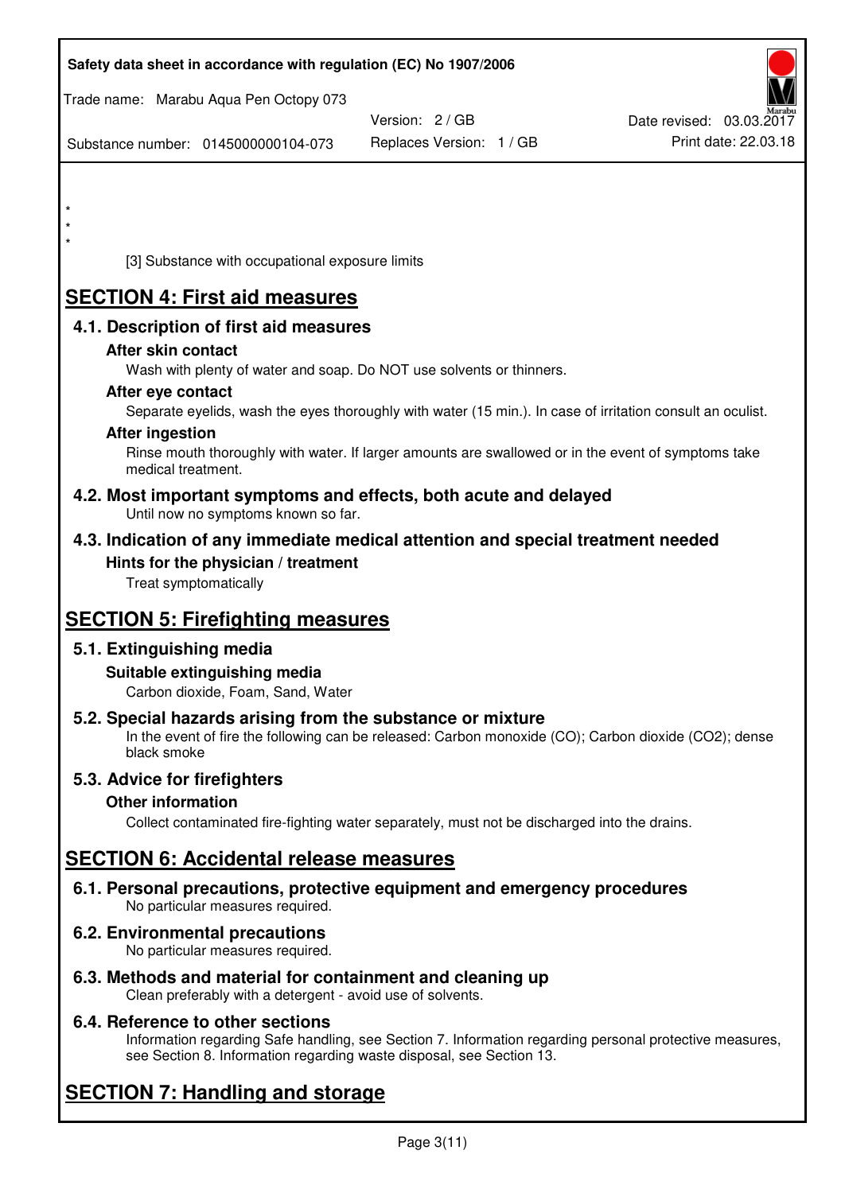*
*
*

[3] Substance with occupational exposure limits

# SECTION 4: First aid measures

## 4.1. Description of first aid measures

### After skin contact

Wash with plenty of water and soap. Do NOT use solvents or thinners.

### After eye contact

Separate eyelids, wash the eyes thoroughly with water (15 min.). In case of irritation consult an oculist.

### After ingestion

Rinse mouth thoroughly with water. If larger amounts are swallowed or in the event of symptoms take medical treatment.

## 4.2. Most important symptoms and effects, both acute and delayed

Until now no symptoms known so far.

## 4.3. Indication of any immediate medical attention and special treatment needed

### Hints for the physician / treatment

Treat symptomatically

# SECTION 5: Firefighting measures

## 5.1. Extinguishing media

### Suitable extinguishing media

Carbon dioxide, Foam, Sand, Water

## 5.2. Special hazards arising from the substance or mixture

In the event of fire the following can be released: Carbon monoxide (CO); Carbon dioxide ($CO_2$); dense black smoke

## 5.3. Advice for firefighters

### Other information

Collect contaminated fire-fighting water separately, must not be discharged into the drains.

# SECTION 6: Accidental release measures

## 6.1. Personal precautions, protective equipment and emergency procedures

No particular measures required.

## 6.2. Environmental precautions

No particular measures required.

## 6.3. Methods and material for containment and cleaning up

Clean preferably with a detergent - avoid use of solvents.

## 6.4. Reference to other sections

Information regarding Safe handling, see Section 7. Information regarding personal protective measures, see Section 8. Information regarding waste disposal, see Section 13.

# SECTION 7: Handling and storage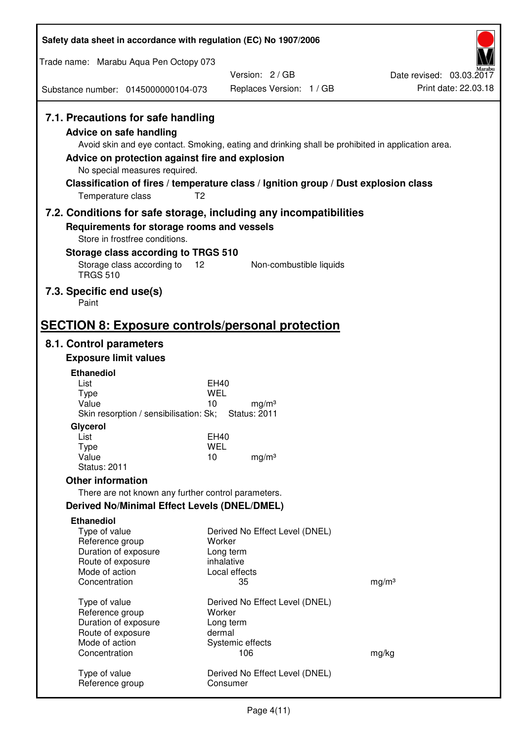## 7.1. Precautions for safe handling

### Advice on safe handling

Avoid skin and eye contact. Smoking, eating and drinking shall be prohibited in application area.

### Advice on protection against fire and explosion

No special measures required.

### Classification of fires / temperature class / Ignition group / Dust explosion class

Temperature class T2

## 7.2. Conditions for safe storage, including any incompatibilities

### Requirements for storage rooms and vessels

Store in frostfree conditions.

### Storage class according to TRGS 510

Storage class according to TRGS 510 12 Non-combustible liquids

## 7.3. Specific end use(s)

Paint

# SECTION 8: Exposure controls/personal protection

## 8.1. Control parameters

### Exposure limit values

**Ethanediol**

| | | |
|---|---|---|
| List | EH40 | |
| Type | WEL | |
| Value | 10 | mg/m³ |
| Skin resorption / sensibilisation: Sk; | Status: 2011 | |

**Glycerol**

| | | |
|---|---|---|
| List | EH40 | |
| Type | WEL | |
| Value | 10 | mg/m³ |
| Status: 2011 | | |

### Other information

There are not known any further control parameters.

### Derived No/Minimal Effect Levels (DNEL/DMEL)

**Ethanediol**

| | | |
|---|---|---|
| Type of value | Derived No Effect Level (DNEL) | |
| Reference group | Worker | |
| Duration of exposure | Long term | |
| Route of exposure | inhalative | |
| Mode of action | Local effects | |
| Concentration | 35 | mg/m³ |

| | | |
|---|---|---|
| Type of value | Derived No Effect Level (DNEL) | |
| Reference group | Worker | |
| Duration of exposure | Long term | |
| Route of exposure | dermal | |
| Mode of action | Systemic effects | |
| Concentration | 106 | mg/kg |

| | |
|---|---|
| Type of value | Derived No Effect Level (DNEL) |
| Reference group | Consumer |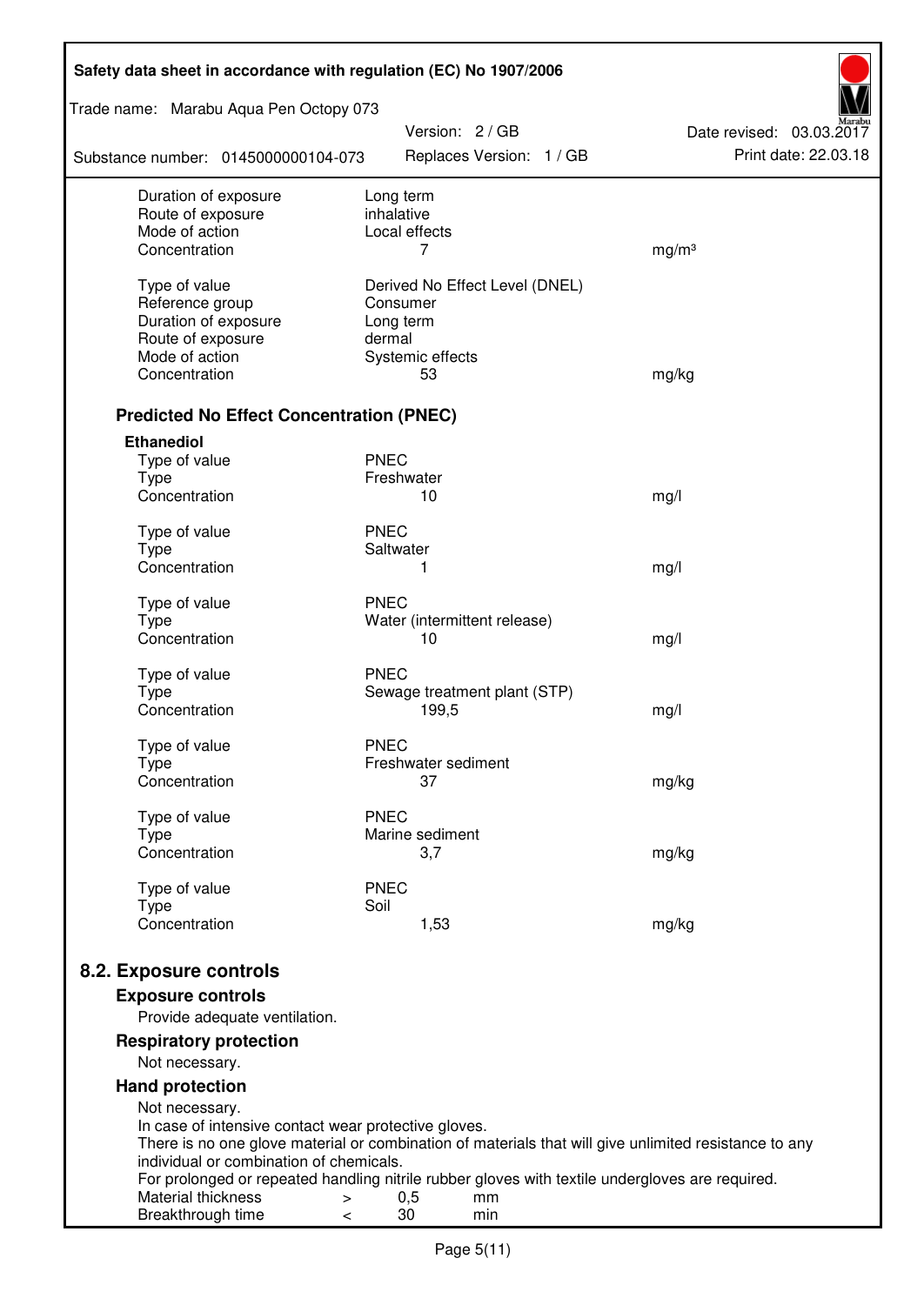| | | |
|---|---|---|
| Duration of exposure | Long term | |
| Route of exposure | inhalative | |
| Mode of action | Local effects | |
| Concentration | 7 | mg/m³ |
| | | |
| Type of value | Derived No Effect Level (DNEL) | |
| Reference group | Consumer | |
| Duration of exposure | Long term | |
| Route of exposure | dermal | |
| Mode of action | Systemic effects | |
| Concentration | 53 | mg/kg |

### Predicted No Effect Concentration (PNEC)

**Ethanediol**

| | | |
|---|---|---|
| Type of value | PNEC | |
| Type | Freshwater | |
| Concentration | 10 | mg/l |
| | | |
| Type of value | PNEC | |
| Type | Saltwater | |
| Concentration | 1 | mg/l |
| | | |
| Type of value | PNEC | |
| Type | Water (intermittent release) | |
| Concentration | 10 | mg/l |
| | | |
| Type of value | PNEC | |
| Type | Sewage treatment plant (STP) | |
| Concentration | 199,5 | mg/l |
| | | |
| Type of value | PNEC | |
| Type | Freshwater sediment | |
| Concentration | 37 | mg/kg |
| | | |
| Type of value | PNEC | |
| Type | Marine sediment | |
| Concentration | 3,7 | mg/kg |
| | | |
| Type of value | PNEC | |
| Type | Soil | |
| Concentration | 1,53 | mg/kg |

## 8.2. Exposure controls

### Exposure controls

Provide adequate ventilation.

### Respiratory protection

Not necessary.

### Hand protection

Not necessary.
In case of intensive contact wear protective gloves.
There is no one glove material or combination of materials that will give unlimited resistance to any individual or combination of chemicals.
For prolonged or repeated handling nitrile rubber gloves with textile undergloves are required.

| | | | |
|---|---|---|---|
| Material thickness | > | 0,5 | mm |
| Breakthrough time | < | 30 | min |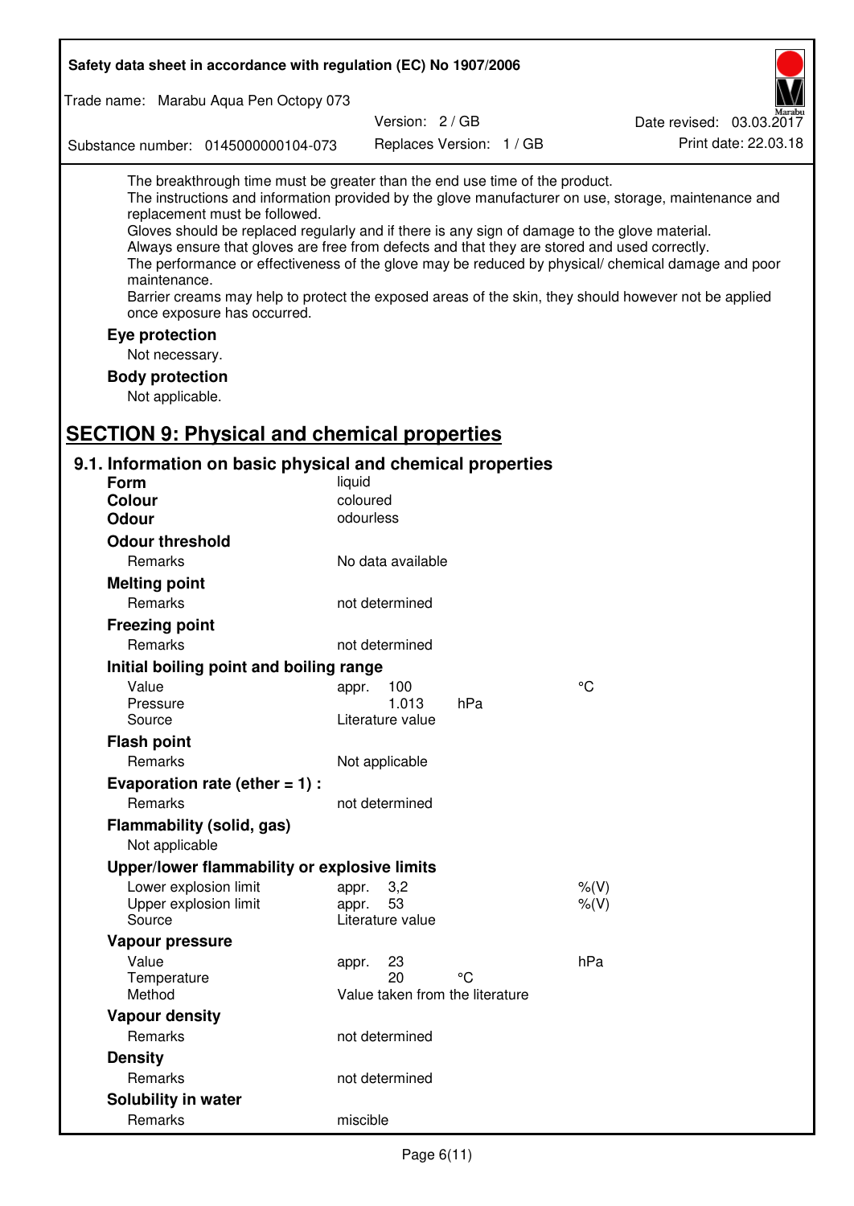The breakthrough time must be greater than the end use time of the product.
The instructions and information provided by the glove manufacturer on use, storage, maintenance and replacement must be followed.
Gloves should be replaced regularly and if there is any sign of damage to the glove material.
Always ensure that gloves are free from defects and that they are stored and used correctly.
The performance or effectiveness of the glove may be reduced by physical/ chemical damage and poor maintenance.
Barrier creams may help to protect the exposed areas of the skin, they should however not be applied once exposure has occurred.

**Eye protection**

Not necessary.

**Body protection**

Not applicable.

## SECTION 9: Physical and chemical properties

### 9.1. Information on basic physical and chemical properties

| | | | |
|---|---|---|---|
| **Form** | liquid | | |
| **Colour** | coloured | | |
| **Odour** | odourless | | |
| **Odour threshold** | | | |
| Remarks | No data available | | |
| **Melting point** | | | |
| Remarks | not determined | | |
| **Freezing point** | | | |
| Remarks | not determined | | |
| **Initial boiling point and boiling range** | | | |
| Value | appr. 100 | | °C |
| Pressure | 1.013 | hPa | |
| Source | Literature value | | |
| **Flash point** | | | |
| Remarks | Not applicable | | |
| **Evaporation rate (ether = 1) :** | | | |
| Remarks | not determined | | |
| **Flammability (solid, gas)** | | | |
| Not applicable | | | |
| **Upper/lower flammability or explosive limits** | | | |
| Lower explosion limit | appr. 3,2 | | %(V) |
| Upper explosion limit | appr. 53 | | %(V) |
| Source | Literature value | | |
| **Vapour pressure** | | | |
| Value | appr. 23 | | hPa |
| Temperature | 20 | °C | |
| Method | Value taken from the literature | | |
| **Vapour density** | | | |
| Remarks | not determined | | |
| **Density** | | | |
| Remarks | not determined | | |
| **Solubility in water** | | | |
| Remarks | miscible | | |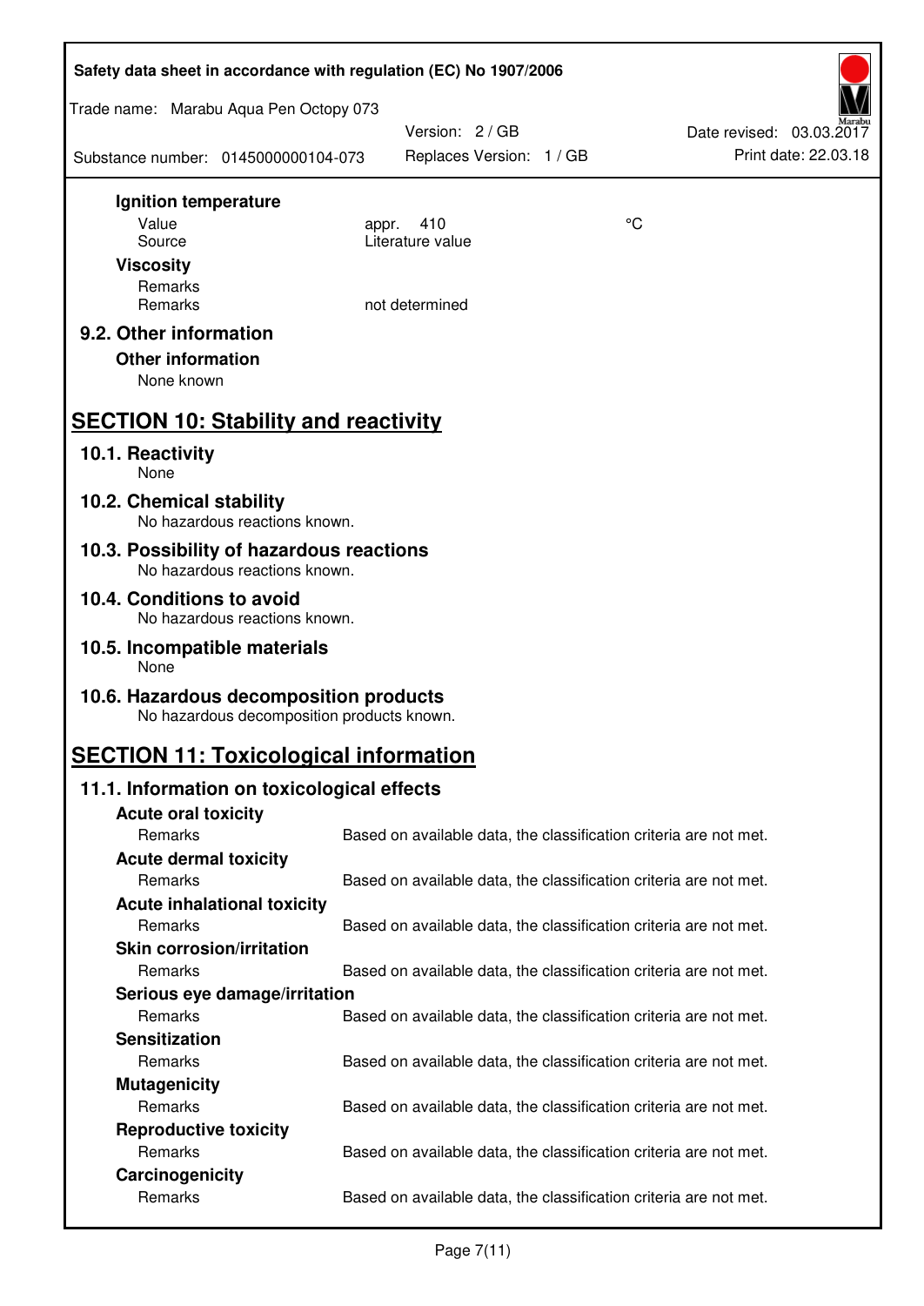**Ignition temperature**

| | | |
|---|---|---|
| Value | appr. 410 | °C |
| Source | Literature value | |

**Viscosity**

| | |
|---|---|
| Remarks | |
| Remarks | not determined |

### 9.2. Other information

**Other information**

None known

## SECTION 10: Stability and reactivity

### 10.1. Reactivity

None

### 10.2. Chemical stability

No hazardous reactions known.

### 10.3. Possibility of hazardous reactions

No hazardous reactions known.

### 10.4. Conditions to avoid

No hazardous reactions known.

### 10.5. Incompatible materials

None

### 10.6. Hazardous decomposition products

No hazardous decomposition products known.

## SECTION 11: Toxicological information

### 11.1. Information on toxicological effects

**Acute oral toxicity**

Remarks: Based on available data, the classification criteria are not met.

**Acute dermal toxicity**

Remarks: Based on available data, the classification criteria are not met.

**Acute inhalational toxicity**

Remarks: Based on available data, the classification criteria are not met.

**Skin corrosion/irritation**

Remarks: Based on available data, the classification criteria are not met.

**Serious eye damage/irritation**

Remarks: Based on available data, the classification criteria are not met.

**Sensitization**

Remarks: Based on available data, the classification criteria are not met.

**Mutagenicity**

Remarks: Based on available data, the classification criteria are not met.

**Reproductive toxicity**

Remarks: Based on available data, the classification criteria are not met.

**Carcinogenicity**

Remarks: Based on available data, the classification criteria are not met.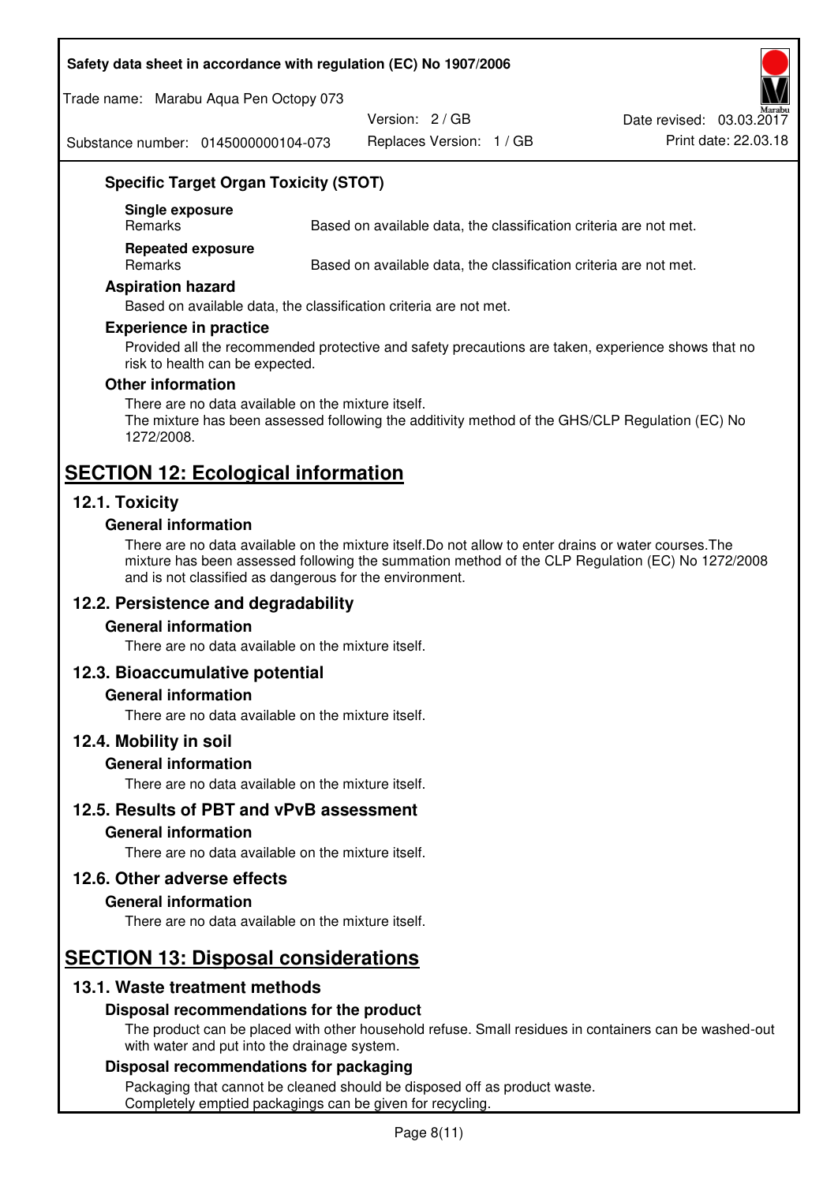### Specific Target Organ Toxicity (STOT)

**Single exposure**

| Remarks | Based on available data, the classification criteria are not met. |
|---|---|

**Repeated exposure**

| Remarks | Based on available data, the classification criteria are not met. |
|---|---|

### Aspiration hazard

Based on available data, the classification criteria are not met.

### Experience in practice

Provided all the recommended protective and safety precautions are taken, experience shows that no risk to health can be expected.

### Other information

There are no data available on the mixture itself.
The mixture has been assessed following the additivity method of the GHS/CLP Regulation (EC) No 1272/2008.

# SECTION 12: Ecological information

## 12.1. Toxicity

### General information

There are no data available on the mixture itself.Do not allow to enter drains or water courses.The mixture has been assessed following the summation method of the CLP Regulation (EC) No 1272/2008 and is not classified as dangerous for the environment.

## 12.2. Persistence and degradability

### General information

There are no data available on the mixture itself.

## 12.3. Bioaccumulative potential

### General information

There are no data available on the mixture itself.

## 12.4. Mobility in soil

### General information

There are no data available on the mixture itself.

## 12.5. Results of PBT and vPvB assessment

### General information

There are no data available on the mixture itself.

## 12.6. Other adverse effects

### General information

There are no data available on the mixture itself.

# SECTION 13: Disposal considerations

## 13.1. Waste treatment methods

### Disposal recommendations for the product

The product can be placed with other household refuse. Small residues in containers can be washed-out with water and put into the drainage system.

### Disposal recommendations for packaging

Packaging that cannot be cleaned should be disposed off as product waste.
Completely emptied packagings can be given for recycling.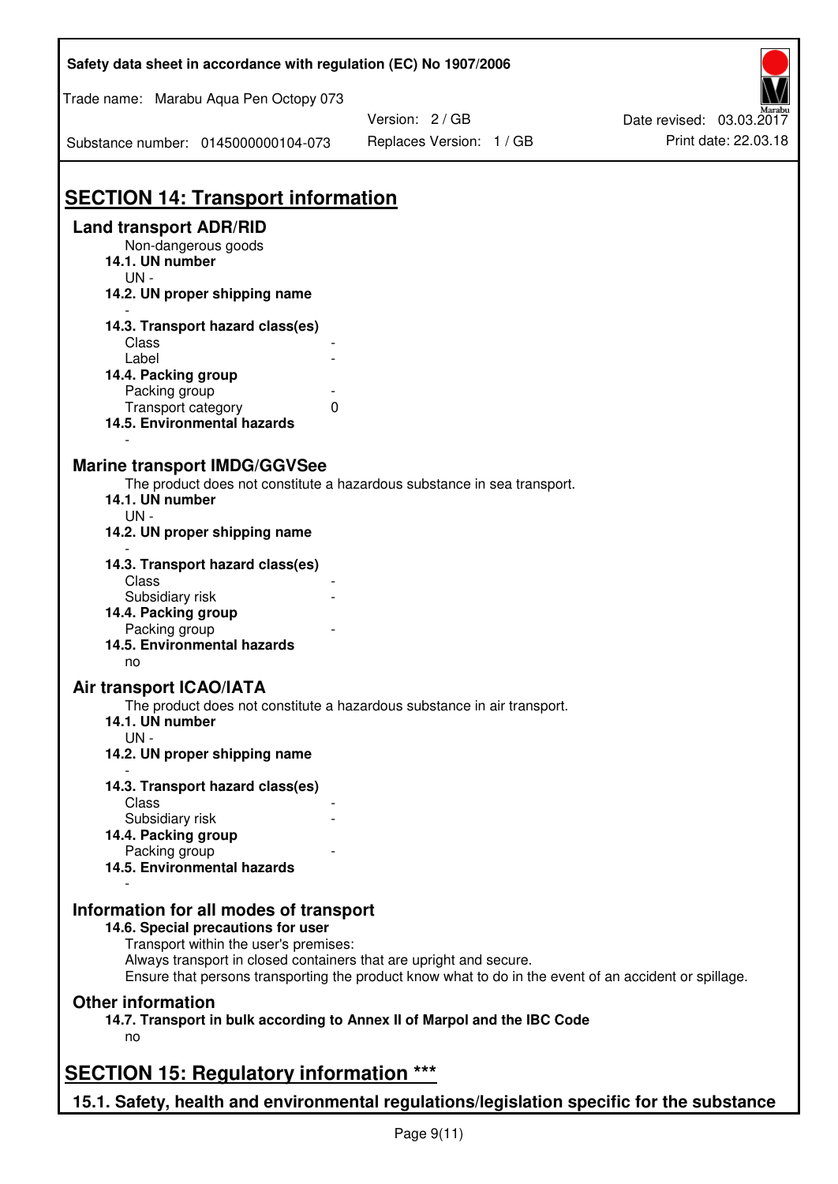## SECTION 14: Transport information

### Land transport ADR/RID

Non-dangerous goods

**14.1. UN number**

UN -

**14.2. UN proper shipping name**

-

**14.3. Transport hazard class(es)**

| | |
|---|---|
| Class | - |
| Label | - |

**14.4. Packing group**

| | |
|---|---|
| Packing group | - |
| Transport category | 0 |

**14.5. Environmental hazards**

-

### Marine transport IMDG/GGVSee

The product does not constitute a hazardous substance in sea transport.

**14.1. UN number**

UN -

**14.2. UN proper shipping name**

-

**14.3. Transport hazard class(es)**

| | |
|---|---|
| Class | - |
| Subsidiary risk | - |

**14.4. Packing group**

| | |
|---|---|
| Packing group | - |

**14.5. Environmental hazards**

no

### Air transport ICAO/IATA

The product does not constitute a hazardous substance in air transport.

**14.1. UN number**

UN -

**14.2. UN proper shipping name**

-

**14.3. Transport hazard class(es)**

| | |
|---|---|
| Class | - |
| Subsidiary risk | - |

**14.4. Packing group**

| | |
|---|---|
| Packing group | - |

**14.5. Environmental hazards**

-

### Information for all modes of transport

**14.6. Special precautions for user**

Transport within the user's premises:
Always transport in closed containers that are upright and secure.
Ensure that persons transporting the product know what to do in the event of an accident or spillage.

### Other information

**14.7. Transport in bulk according to Annex II of Marpol and the IBC Code**

no

## SECTION 15: Regulatory information ***

### 15.1. Safety, health and environmental regulations/legislation specific for the substance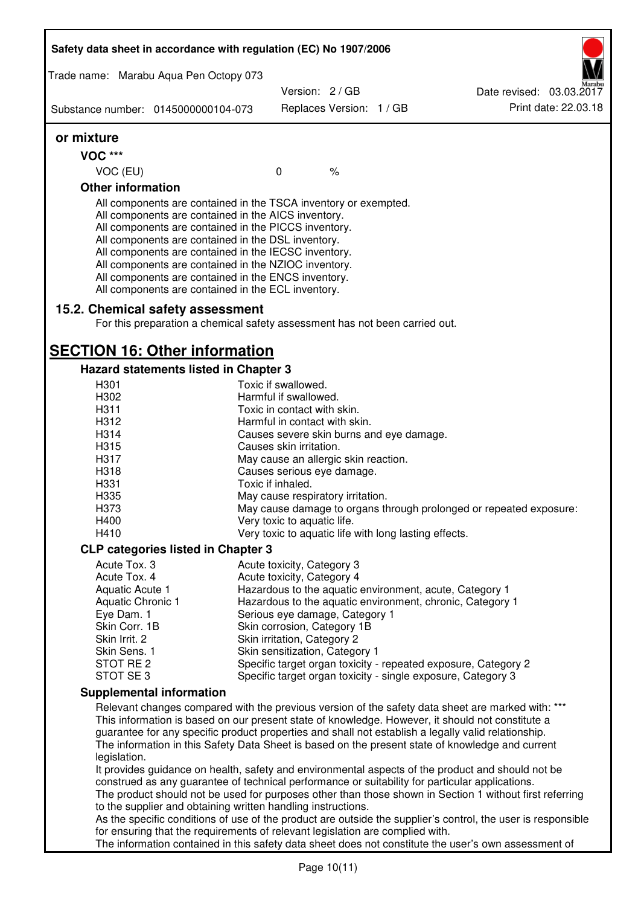**or mixture**

**VOC \*\*\***

| VOC (EU) | 0 | % |
|---|---|---|

**Other information**

All components are contained in the TSCA inventory or exempted.
All components are contained in the AICS inventory.
All components are contained in the PICCS inventory.
All components are contained in the DSL inventory.
All components are contained in the IECSC inventory.
All components are contained in the NZIOC inventory.
All components are contained in the ENCS inventory.
All components are contained in the ECL inventory.

## 15.2. Chemical safety assessment

For this preparation a chemical safety assessment has not been carried out.

# SECTION 16: Other information

### Hazard statements listed in Chapter 3

| | |
|---|---|
| H301 | Toxic if swallowed. |
| H302 | Harmful if swallowed. |
| H311 | Toxic in contact with skin. |
| H312 | Harmful in contact with skin. |
| H314 | Causes severe skin burns and eye damage. |
| H315 | Causes skin irritation. |
| H317 | May cause an allergic skin reaction. |
| H318 | Causes serious eye damage. |
| H331 | Toxic if inhaled. |
| H335 | May cause respiratory irritation. |
| H373 | May cause damage to organs through prolonged or repeated exposure: |
| H400 | Very toxic to aquatic life. |
| H410 | Very toxic to aquatic life with long lasting effects. |

### CLP categories listed in Chapter 3

| | |
|---|---|
| Acute Tox. 3 | Acute toxicity, Category 3 |
| Acute Tox. 4 | Acute toxicity, Category 4 |
| Aquatic Acute 1 | Hazardous to the aquatic environment, acute, Category 1 |
| Aquatic Chronic 1 | Hazardous to the aquatic environment, chronic, Category 1 |
| Eye Dam. 1 | Serious eye damage, Category 1 |
| Skin Corr. 1B | Skin corrosion, Category 1B |
| Skin Irrit. 2 | Skin irritation, Category 2 |
| Skin Sens. 1 | Skin sensitization, Category 1 |
| STOT RE 2 | Specific target organ toxicity - repeated exposure, Category 2 |
| STOT SE 3 | Specific target organ toxicity - single exposure, Category 3 |

### Supplemental information

Relevant changes compared with the previous version of the safety data sheet are marked with: \*\*\*
This information is based on our present state of knowledge. However, it should not constitute a guarantee for any specific product properties and shall not establish a legally valid relationship.
The information in this Safety Data Sheet is based on the present state of knowledge and current legislation.
It provides guidance on health, safety and environmental aspects of the product and should not be construed as any guarantee of technical performance or suitability for particular applications.
The product should not be used for purposes other than those shown in Section 1 without first referring to the supplier and obtaining written handling instructions.
As the specific conditions of use of the product are outside the supplier's control, the user is responsible for ensuring that the requirements of relevant legislation are complied with.
The information contained in this safety data sheet does not constitute the user's own assessment of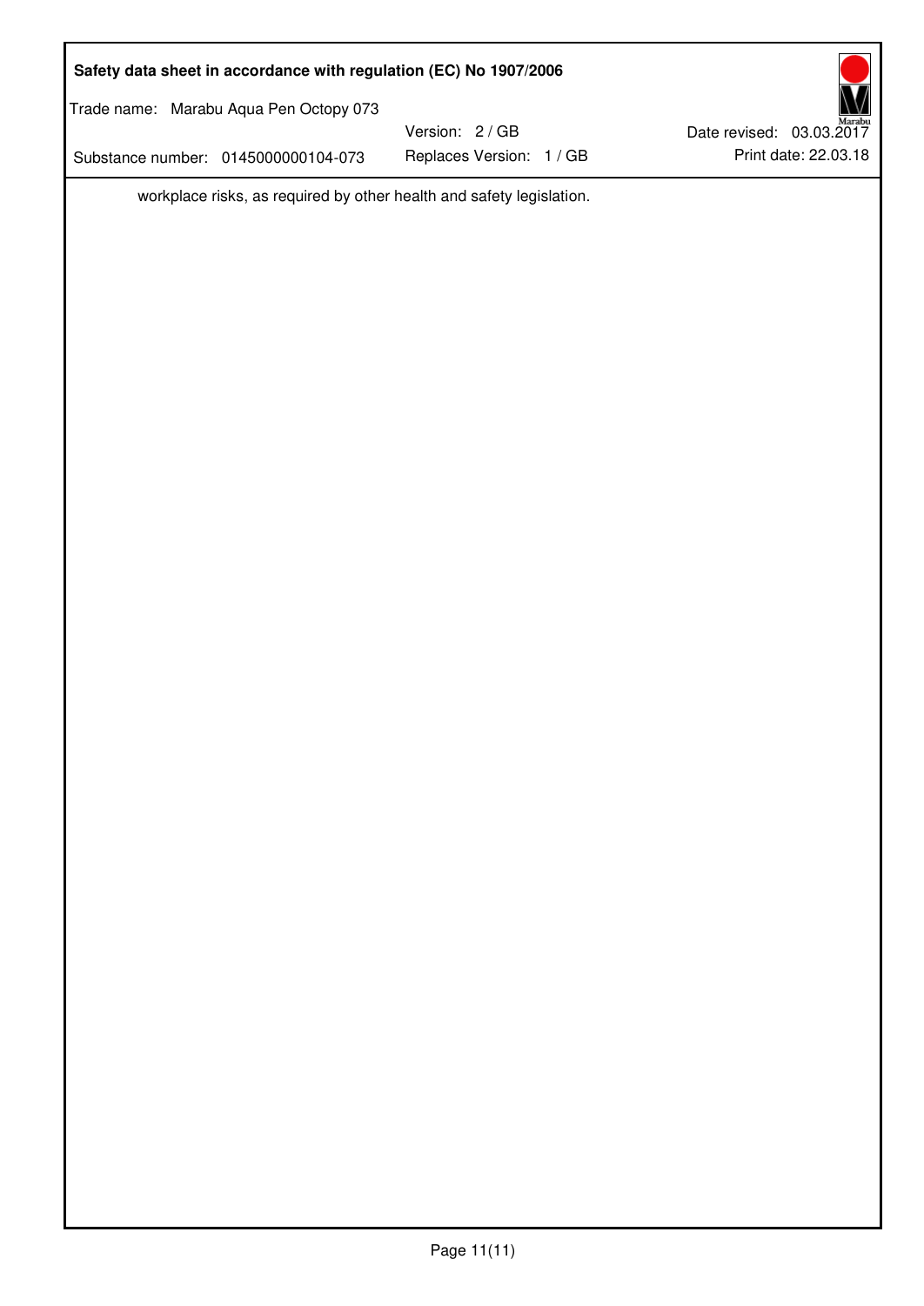workplace risks, as required by other health and safety legislation.